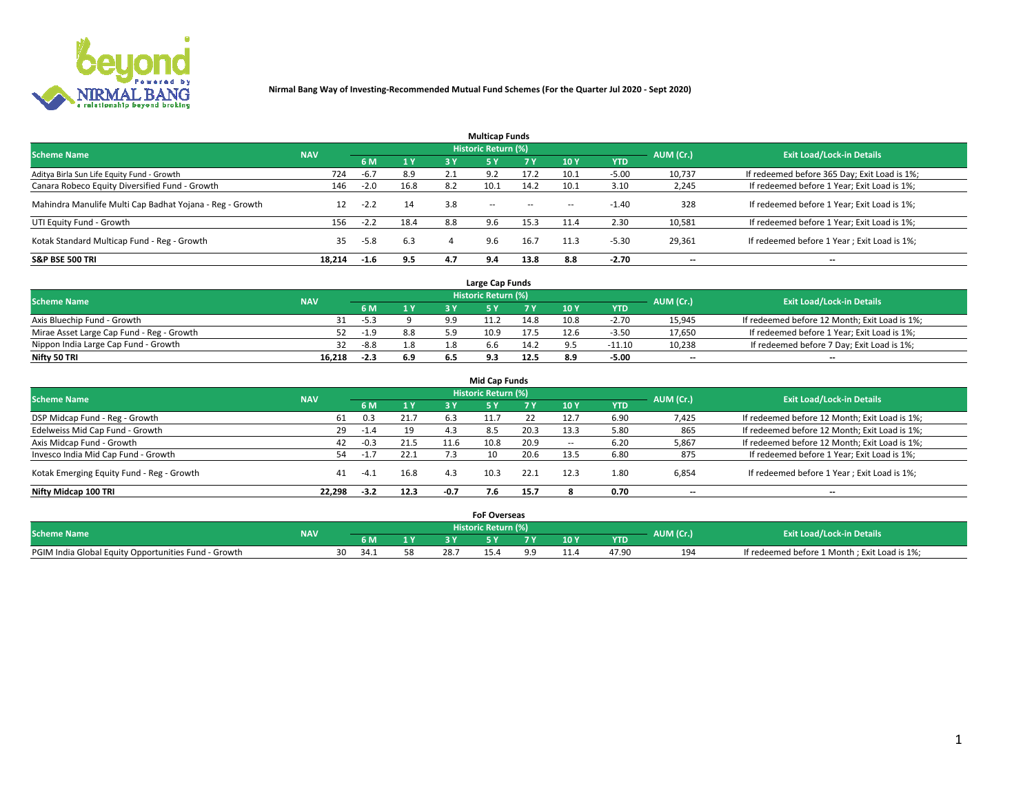**Nirmal Bang Way of Investing-Recommended Mutual Fund Schemes (For the Quarter Jul 2020 - Sept 2020)**

## Multicap Funds

| Scheme Name | NAV | Historic Return (%) | | | | | | | AUM (Cr.) | Exit Load/Lock-in Details |
|---|---|---|---|---|---|---|---|---|---|---|
| | | 6 M | 1 Y | 3 Y | 5 Y | 7 Y | 10 Y | YTD | | |
| Aditya Birla Sun Life Equity Fund - Growth | 724 | -6.7 | 8.9 | 2.1 | 9.2 | 17.2 | 10.1 | -5.00 | 10,737 | If redeemed before 365 Day; Exit Load is 1%; |
| Canara Robeco Equity Diversified Fund - Growth | 146 | -2.0 | 16.8 | 8.2 | 10.1 | 14.2 | 10.1 | 3.10 | 2,245 | If redeemed before 1 Year; Exit Load is 1%; |
| Mahindra Manulife Multi Cap Badhat Yojana - Reg - Growth | 12 | -2.2 | 14 | 3.8 | -- | -- | -- | -1.40 | 328 | If redeemed before 1 Year; Exit Load is 1%; |
| UTI Equity Fund - Growth | 156 | -2.2 | 18.4 | 8.8 | 9.6 | 15.3 | 11.4 | 2.30 | 10,581 | If redeemed before 1 Year; Exit Load is 1%; |
| Kotak Standard Multicap Fund - Reg - Growth | 35 | -5.8 | 6.3 | 4 | 9.6 | 16.7 | 11.3 | -5.30 | 29,361 | If redeemed before 1 Year ; Exit Load is 1%; |
| **S&P BSE 500 TRI** | **18,214** | **-1.6** | **9.5** | **4.7** | **9.4** | **13.8** | **8.8** | **-2.70** | -- | -- |

## Large Cap Funds

| Scheme Name | NAV | Historic Return (%) | | | | | | | AUM (Cr.) | Exit Load/Lock-in Details |
|---|---|---|---|---|---|---|---|---|---|---|
| | | 6 M | 1 Y | 3 Y | 5 Y | 7 Y | 10 Y | YTD | | |
| Axis Bluechip Fund - Growth | 31 | -5.3 | 9 | 9.9 | 11.2 | 14.8 | 10.8 | -2.70 | 15,945 | If redeemed before 12 Month; Exit Load is 1%; |
| Mirae Asset Large Cap Fund - Reg - Growth | 52 | -1.9 | 8.8 | 5.9 | 10.9 | 17.5 | 12.6 | -3.50 | 17,650 | If redeemed before 1 Year; Exit Load is 1%; |
| Nippon India Large Cap Fund - Growth | 32 | -8.8 | 1.8 | 1.8 | 6.6 | 14.2 | 9.5 | -11.10 | 10,238 | If redeemed before 7 Day; Exit Load is 1%; |
| **Nifty 50 TRI** | **16,218** | **-2.3** | **6.9** | **6.5** | **9.3** | **12.5** | **8.9** | **-5.00** | -- | -- |

## Mid Cap Funds

| Scheme Name | NAV | Historic Return (%) | | | | | | | AUM (Cr.) | Exit Load/Lock-in Details |
|---|---|---|---|---|---|---|---|---|---|---|
| | | 6 M | 1 Y | 3 Y | 5 Y | 7 Y | 10 Y | YTD | | |
| DSP Midcap Fund - Reg - Growth | 61 | 0.3 | 21.7 | 6.3 | 11.7 | 22 | 12.7 | 6.90 | 7,425 | If redeemed before 12 Month; Exit Load is 1%; |
| Edelweiss Mid Cap Fund - Growth | 29 | -1.4 | 19 | 4.3 | 8.5 | 20.3 | 13.3 | 5.80 | 865 | If redeemed before 12 Month; Exit Load is 1%; |
| Axis Midcap Fund - Growth | 42 | -0.3 | 21.5 | 11.6 | 10.8 | 20.9 | -- | 6.20 | 5,867 | If redeemed before 12 Month; Exit Load is 1%; |
| Invesco India Mid Cap Fund - Growth | 54 | -1.7 | 22.1 | 7.3 | 10 | 20.6 | 13.5 | 6.80 | 875 | If redeemed before 1 Year; Exit Load is 1%; |
| Kotak Emerging Equity Fund - Reg - Growth | 41 | -4.1 | 16.8 | 4.3 | 10.3 | 22.1 | 12.3 | 1.80 | 6,854 | If redeemed before 1 Year ; Exit Load is 1%; |
| **Nifty Midcap 100 TRI** | **22,298** | **-3.2** | **12.3** | **-0.7** | **7.6** | **15.7** | **8** | **0.70** | -- | -- |

## FoF Overseas

| Scheme Name | NAV | Historic Return (%) | | | | | | | AUM (Cr.) | Exit Load/Lock-in Details |
|---|---|---|---|---|---|---|---|---|---|---|
| | | 6 M | 1 Y | 3 Y | 5 Y | 7 Y | 10 Y | YTD | | |
| PGIM India Global Equity Opportunities Fund - Growth | 30 | 34.1 | 58 | 28.7 | 15.4 | 9.9 | 11.4 | 47.90 | 194 | If redeemed before 1 Month ; Exit Load is 1%; |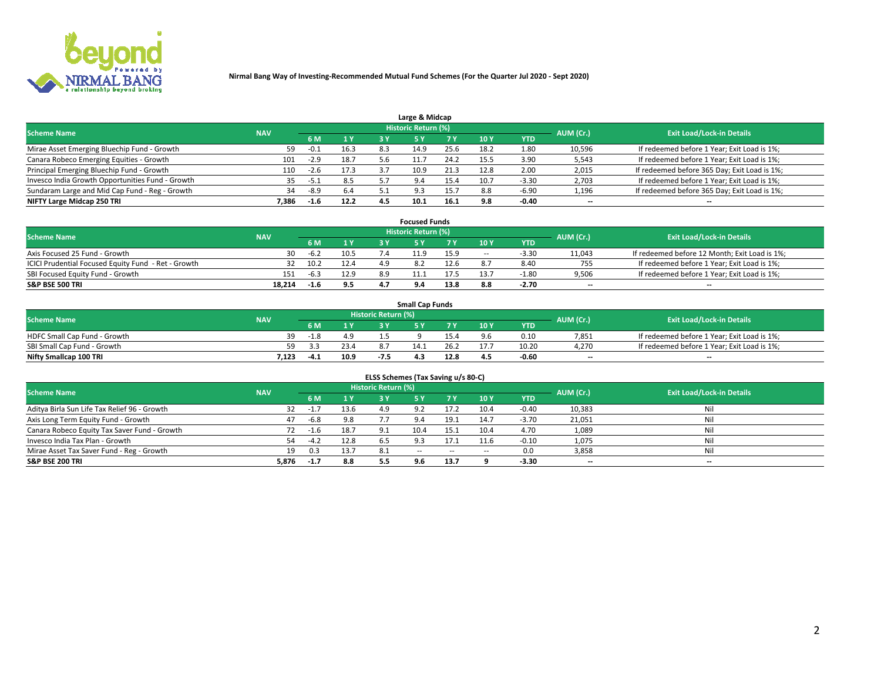# Nirmal Bang Way of Investing-Recommended Mutual Fund Schemes (For the Quarter Jul 2020 - Sept 2020)

## Large & Midcap

| Scheme Name | NAV | Historic Return (%) | | | | | | | AUM (Cr.) | Exit Load/Lock-in Details |
|---|---|---|---|---|---|---|---|---|---|---|
| | | 6 M | 1 Y | 3 Y | 5 Y | 7 Y | 10 Y | YTD | | |
| Mirae Asset Emerging Bluechip Fund - Growth | 59 | -0.1 | 16.3 | 8.3 | 14.9 | 25.6 | 18.2 | 1.80 | 10,596 | If redeemed before 1 Year; Exit Load is 1%; |
| Canara Robeco Emerging Equities - Growth | 101 | -2.9 | 18.7 | 5.6 | 11.7 | 24.2 | 15.5 | 3.90 | 5,543 | If redeemed before 1 Year; Exit Load is 1%; |
| Principal Emerging Bluechip Fund - Growth | 110 | -2.6 | 17.3 | 3.7 | 10.9 | 21.3 | 12.8 | 2.00 | 2,015 | If redeemed before 365 Day; Exit Load is 1%; |
| Invesco India Growth Opportunities Fund - Growth | 35 | -5.1 | 8.5 | 5.7 | 9.4 | 15.4 | 10.7 | -3.30 | 2,703 | If redeemed before 1 Year; Exit Load is 1%; |
| Sundaram Large and Mid Cap Fund - Reg - Growth | 34 | -8.9 | 6.4 | 5.1 | 9.3 | 15.7 | 8.8 | -6.90 | 1,196 | If redeemed before 365 Day; Exit Load is 1%; |
| **NIFTY Large Midcap 250 TRI** | **7,386** | **-1.6** | **12.2** | **4.5** | **10.1** | **16.1** | **9.8** | **-0.40** | -- | -- |

## Focused Funds

| Scheme Name | NAV | Historic Return (%) | | | | | | | AUM (Cr.) | Exit Load/Lock-in Details |
|---|---|---|---|---|---|---|---|---|---|---|
| | | 6 M | 1 Y | 3 Y | 5 Y | 7 Y | 10 Y | YTD | | |
| Axis Focused 25 Fund - Growth | 30 | -6.2 | 10.5 | 7.4 | 11.9 | 15.9 | -- | -3.30 | 11,043 | If redeemed before 12 Month; Exit Load is 1%; |
| ICICI Prudential Focused Equity Fund - Ret - Growth | 32 | 10.2 | 12.4 | 4.9 | 8.2 | 12.6 | 8.7 | 8.40 | 755 | If redeemed before 1 Year; Exit Load is 1%; |
| SBI Focused Equity Fund - Growth | 151 | -6.3 | 12.9 | 8.9 | 11.1 | 17.5 | 13.7 | -1.80 | 9,506 | If redeemed before 1 Year; Exit Load is 1%; |
| **S&P BSE 500 TRI** | **18,214** | **-1.6** | **9.5** | **4.7** | **9.4** | **13.8** | **8.8** | **-2.70** | -- | -- |

## Small Cap Funds

| Scheme Name | NAV | Historic Return (%) | | | | | | | AUM (Cr.) | Exit Load/Lock-in Details |
|---|---|---|---|---|---|---|---|---|---|---|
| | | 6 M | 1 Y | 3 Y | 5 Y | 7 Y | 10 Y | YTD | | |
| HDFC Small Cap Fund - Growth | 39 | -1.8 | 4.9 | 1.5 | 9 | 15.4 | 9.6 | 0.10 | 7,851 | If redeemed before 1 Year; Exit Load is 1%; |
| SBI Small Cap Fund - Growth | 59 | 3.3 | 23.4 | 8.7 | 14.1 | 26.2 | 17.7 | 10.20 | 4,270 | If redeemed before 1 Year; Exit Load is 1%; |
| **Nifty Smallcap 100 TRI** | **7,123** | **-4.1** | **10.9** | **-7.5** | **4.3** | **12.8** | **4.5** | **-0.60** | -- | -- |

## ELSS Schemes (Tax Saving u/s 80-C)

| Scheme Name | NAV | Historic Return (%) | | | | | | | AUM (Cr.) | Exit Load/Lock-in Details |
|---|---|---|---|---|---|---|---|---|---|---|
| | | 6 M | 1 Y | 3 Y | 5 Y | 7 Y | 10 Y | YTD | | |
| Aditya Birla Sun Life Tax Relief 96 - Growth | 32 | -1.7 | 13.6 | 4.9 | 9.2 | 17.2 | 10.4 | -0.40 | 10,383 | Nil |
| Axis Long Term Equity Fund - Growth | 47 | -6.8 | 9.8 | 7.7 | 9.4 | 19.1 | 14.7 | -3.70 | 21,051 | Nil |
| Canara Robeco Equity Tax Saver Fund - Growth | 72 | -1.6 | 18.7 | 9.1 | 10.4 | 15.1 | 10.4 | 4.70 | 1,089 | Nil |
| Invesco India Tax Plan - Growth | 54 | -4.2 | 12.8 | 6.5 | 9.3 | 17.1 | 11.6 | -0.10 | 1,075 | Nil |
| Mirae Asset Tax Saver Fund - Reg - Growth | 19 | 0.3 | 13.7 | 8.1 | -- | -- | -- | 0.0 | 3,858 | Nil |
| **S&P BSE 200 TRI** | **5,876** | **-1.7** | **8.8** | **5.5** | **9.6** | **13.7** | **9** | **-3.30** | -- | -- |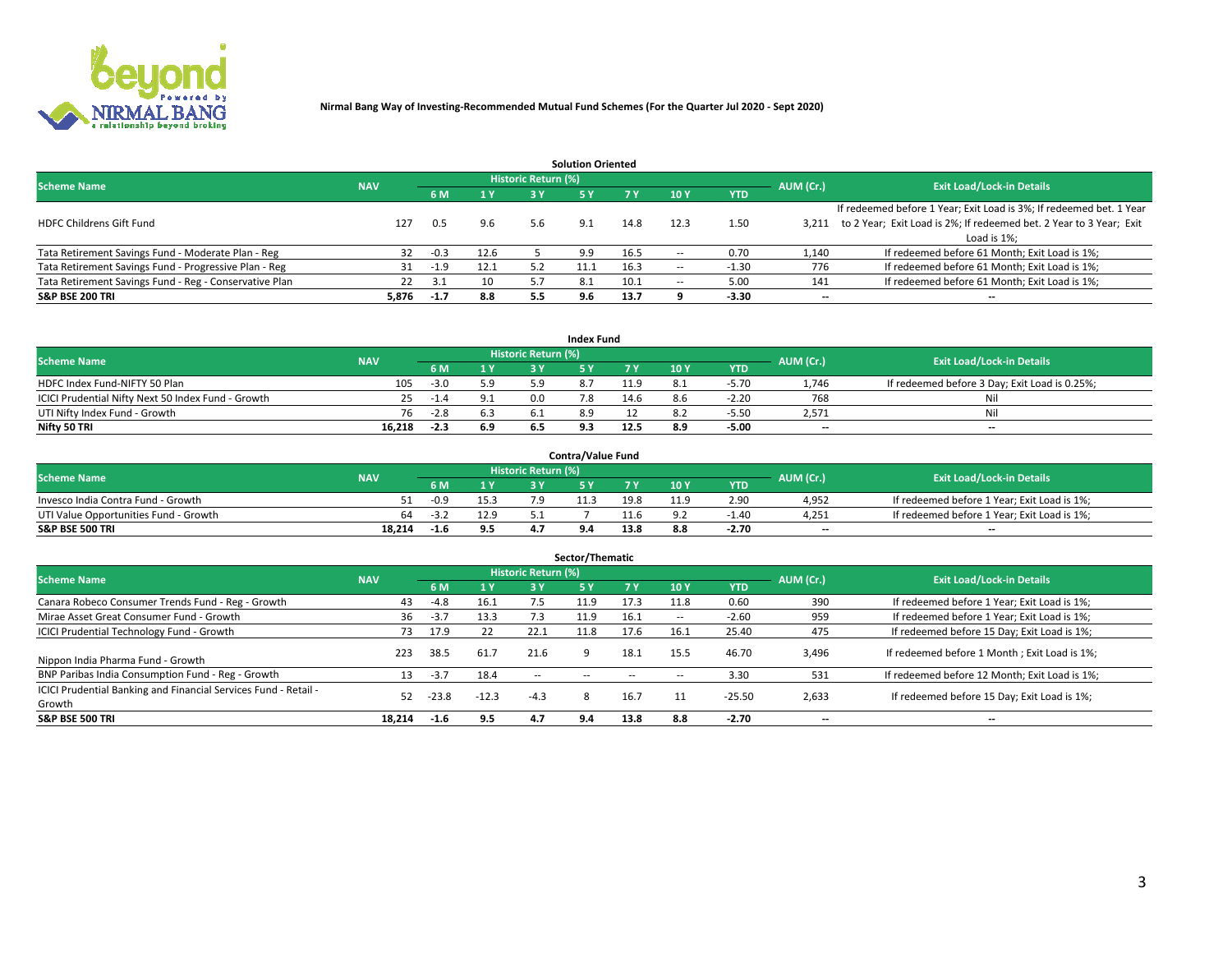**Nirmal Bang Way of Investing-Recommended Mutual Fund Schemes (For the Quarter Jul 2020 - Sept 2020)**

## Solution Oriented

| Scheme Name | NAV | Historic Return (%) | | | | | | | AUM (Cr.) | Exit Load/Lock-in Details |
|---|---|---|---|---|---|---|---|---|---|---|
| | | 6 M | 1 Y | 3 Y | 5 Y | 7 Y | 10 Y | YTD | | |
| HDFC Childrens Gift Fund | 127 | 0.5 | 9.6 | 5.6 | 9.1 | 14.8 | 12.3 | 1.50 | 3,211 | If redeemed before 1 Year; Exit Load is 3%; If redeemed bet. 1 Year to 2 Year; Exit Load is 2%; If redeemed bet. 2 Year to 3 Year; Exit Load is 1%; |
| Tata Retirement Savings Fund - Moderate Plan - Reg | 32 | -0.3 | 12.6 | 5 | 9.9 | 16.5 | -- | 0.70 | 1,140 | If redeemed before 61 Month; Exit Load is 1%; |
| Tata Retirement Savings Fund - Progressive Plan - Reg | 31 | -1.9 | 12.1 | 5.2 | 11.1 | 16.3 | -- | -1.30 | 776 | If redeemed before 61 Month; Exit Load is 1%; |
| Tata Retirement Savings Fund - Reg - Conservative Plan | 22 | 3.1 | 10 | 5.7 | 8.1 | 10.1 | -- | 5.00 | 141 | If redeemed before 61 Month; Exit Load is 1%; |
| **S&P BSE 200 TRI** | **5,876** | **-1.7** | **8.8** | **5.5** | **9.6** | **13.7** | **9** | **-3.30** | **--** | **--** |

## Index Fund

| Scheme Name | NAV | Historic Return (%) | | | | | | | AUM (Cr.) | Exit Load/Lock-in Details |
|---|---|---|---|---|---|---|---|---|---|---|
| | | 6 M | 1 Y | 3 Y | 5 Y | 7 Y | 10 Y | YTD | | |
| HDFC Index Fund-NIFTY 50 Plan | 105 | -3.0 | 5.9 | 5.9 | 8.7 | 11.9 | 8.1 | -5.70 | 1,746 | If redeemed before 3 Day; Exit Load is 0.25%; |
| ICICI Prudential Nifty Next 50 Index Fund - Growth | 25 | -1.4 | 9.1 | 0.0 | 7.8 | 14.6 | 8.6 | -2.20 | 768 | Nil |
| UTI Nifty Index Fund - Growth | 76 | -2.8 | 6.3 | 6.1 | 8.9 | 12 | 8.2 | -5.50 | 2,571 | Nil |
| **Nifty 50 TRI** | **16,218** | **-2.3** | **6.9** | **6.5** | **9.3** | **12.5** | **8.9** | **-5.00** | **--** | **--** |

## Contra/Value Fund

| Scheme Name | NAV | Historic Return (%) | | | | | | | AUM (Cr.) | Exit Load/Lock-in Details |
|---|---|---|---|---|---|---|---|---|---|---|
| | | 6 M | 1 Y | 3 Y | 5 Y | 7 Y | 10 Y | YTD | | |
| Invesco India Contra Fund - Growth | 51 | -0.9 | 15.3 | 7.9 | 11.3 | 19.8 | 11.9 | 2.90 | 4,952 | If redeemed before 1 Year; Exit Load is 1%; |
| UTI Value Opportunities Fund - Growth | 64 | -3.2 | 12.9 | 5.1 | 7 | 11.6 | 9.2 | -1.40 | 4,251 | If redeemed before 1 Year; Exit Load is 1%; |
| **S&P BSE 500 TRI** | **18,214** | **-1.6** | **9.5** | **4.7** | **9.4** | **13.8** | **8.8** | **-2.70** | **--** | **--** |

## Sector/Thematic

| Scheme Name | NAV | Historic Return (%) | | | | | | | AUM (Cr.) | Exit Load/Lock-in Details |
|---|---|---|---|---|---|---|---|---|---|---|
| | | 6 M | 1 Y | 3 Y | 5 Y | 7 Y | 10 Y | YTD | | |
| Canara Robeco Consumer Trends Fund - Reg - Growth | 43 | -4.8 | 16.1 | 7.5 | 11.9 | 17.3 | 11.8 | 0.60 | 390 | If redeemed before 1 Year; Exit Load is 1%; |
| Mirae Asset Great Consumer Fund - Growth | 36 | -3.7 | 13.3 | 7.3 | 11.9 | 16.1 | -- | -2.60 | 959 | If redeemed before 1 Year; Exit Load is 1%; |
| ICICI Prudential Technology Fund - Growth | 73 | 17.9 | 22 | 22.1 | 11.8 | 17.6 | 16.1 | 25.40 | 475 | If redeemed before 15 Day; Exit Load is 1%; |
| Nippon India Pharma Fund - Growth | 223 | 38.5 | 61.7 | 21.6 | 9 | 18.1 | 15.5 | 46.70 | 3,496 | If redeemed before 1 Month ; Exit Load is 1%; |
| BNP Paribas India Consumption Fund - Reg - Growth | 13 | -3.7 | 18.4 | -- | -- | -- | -- | 3.30 | 531 | If redeemed before 12 Month; Exit Load is 1%; |
| ICICI Prudential Banking and Financial Services Fund - Retail - Growth | 52 | -23.8 | -12.3 | -4.3 | 8 | 16.7 | 11 | -25.50 | 2,633 | If redeemed before 15 Day; Exit Load is 1%; |
| **S&P BSE 500 TRI** | **18,214** | **-1.6** | **9.5** | **4.7** | **9.4** | **13.8** | **8.8** | **-2.70** | **--** | **--** |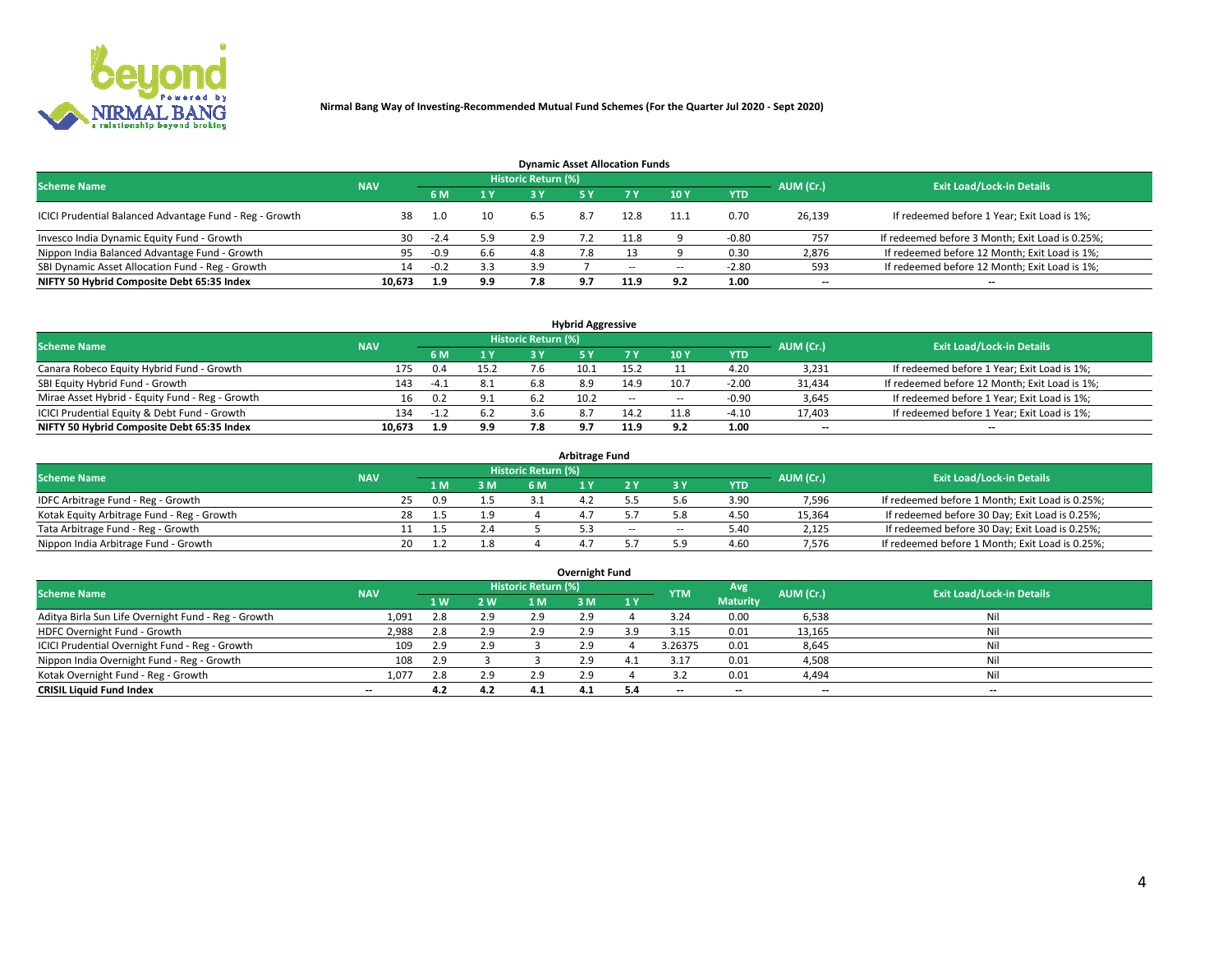**Nirmal Bang Way of Investing-Recommended Mutual Fund Schemes (For the Quarter Jul 2020 - Sept 2020)**

### Dynamic Asset Allocation Funds

| Scheme Name | NAV | Historic Return (%) | | | | | | YTD | AUM (Cr.) | Exit Load/Lock-in Details |
|---|---|---|---|---|---|---|---|---|---|---|
| | | 6 M | 1 Y | 3 Y | 5 Y | 7 Y | 10 Y | | | |
| ICICI Prudential Balanced Advantage Fund - Reg - Growth | 38 | 1.0 | 10 | 6.5 | 8.7 | 12.8 | 11.1 | 0.70 | 26,139 | If redeemed before 1 Year; Exit Load is 1%; |
| Invesco India Dynamic Equity Fund - Growth | 30 | -2.4 | 5.9 | 2.9 | 7.2 | 11.8 | 9 | -0.80 | 757 | If redeemed before 3 Month; Exit Load is 0.25%; |
| Nippon India Balanced Advantage Fund - Growth | 95 | -0.9 | 6.6 | 4.8 | 7.8 | 13 | 9 | 0.30 | 2,876 | If redeemed before 12 Month; Exit Load is 1%; |
| SBI Dynamic Asset Allocation Fund - Reg - Growth | 14 | -0.2 | 3.3 | 3.9 | 7 | -- | -- | -2.80 | 593 | If redeemed before 12 Month; Exit Load is 1%; |
| **NIFTY 50 Hybrid Composite Debt 65:35 Index** | **10,673** | **1.9** | **9.9** | **7.8** | **9.7** | **11.9** | **9.2** | **1.00** | **--** | **--** |

### Hybrid Aggressive

| Scheme Name | NAV | Historic Return (%) | | | | | | YTD | AUM (Cr.) | Exit Load/Lock-in Details |
|---|---|---|---|---|---|---|---|---|---|---|
| | | 6 M | 1 Y | 3 Y | 5 Y | 7 Y | 10 Y | | | |
| Canara Robeco Equity Hybrid Fund - Growth | 175 | 0.4 | 15.2 | 7.6 | 10.1 | 15.2 | 11 | 4.20 | 3,231 | If redeemed before 1 Year; Exit Load is 1%; |
| SBI Equity Hybrid Fund - Growth | 143 | -4.1 | 8.1 | 6.8 | 8.9 | 14.9 | 10.7 | -2.00 | 31,434 | If redeemed before 12 Month; Exit Load is 1%; |
| Mirae Asset Hybrid - Equity Fund - Reg - Growth | 16 | 0.2 | 9.1 | 6.2 | 10.2 | -- | -- | -0.90 | 3,645 | If redeemed before 1 Year; Exit Load is 1%; |
| ICICI Prudential Equity & Debt Fund - Growth | 134 | -1.2 | 6.2 | 3.6 | 8.7 | 14.2 | 11.8 | -4.10 | 17,403 | If redeemed before 1 Year; Exit Load is 1%; |
| **NIFTY 50 Hybrid Composite Debt 65:35 Index** | **10,673** | **1.9** | **9.9** | **7.8** | **9.7** | **11.9** | **9.2** | **1.00** | **--** | **--** |

### Arbitrage Fund

| Scheme Name | NAV | Historic Return (%) | | | | | | YTD | AUM (Cr.) | Exit Load/Lock-in Details |
|---|---|---|---|---|---|---|---|---|---|---|
| | | 1 M | 3 M | 6 M | 1 Y | 2 Y | 3 Y | | | |
| IDFC Arbitrage Fund - Reg - Growth | 25 | 0.9 | 1.5 | 3.1 | 4.2 | 5.5 | 5.6 | 3.90 | 7,596 | If redeemed before 1 Month; Exit Load is 0.25%; |
| Kotak Equity Arbitrage Fund - Reg - Growth | 28 | 1.5 | 1.9 | 4 | 4.7 | 5.7 | 5.8 | 4.50 | 15,364 | If redeemed before 30 Day; Exit Load is 0.25%; |
| Tata Arbitrage Fund - Reg - Growth | 11 | 1.5 | 2.4 | 5 | 5.3 | -- | -- | 5.40 | 2,125 | If redeemed before 30 Day; Exit Load is 0.25%; |
| Nippon India Arbitrage Fund - Growth | 20 | 1.2 | 1.8 | 4 | 4.7 | 5.7 | 5.9 | 4.60 | 7,576 | If redeemed before 1 Month; Exit Load is 0.25%; |

### Overnight Fund

| Scheme Name | NAV | Historic Return (%) | | | | | YTM | Avg Maturity | AUM (Cr.) | Exit Load/Lock-in Details |
|---|---|---|---|---|---|---|---|---|---|---|
| | | 1 W | 2 W | 1 M | 3 M | 1 Y | | | | |
| Aditya Birla Sun Life Overnight Fund - Reg - Growth | 1,091 | 2.8 | 2.9 | 2.9 | 2.9 | 4 | 3.24 | 0.00 | 6,538 | Nil |
| HDFC Overnight Fund - Growth | 2,988 | 2.8 | 2.9 | 2.9 | 2.9 | 3.9 | 3.15 | 0.01 | 13,165 | Nil |
| ICICI Prudential Overnight Fund - Reg - Growth | 109 | 2.9 | 2.9 | 3 | 2.9 | 4 | 3.26375 | 0.01 | 8,645 | Nil |
| Nippon India Overnight Fund - Reg - Growth | 108 | 2.9 | 3 | 3 | 2.9 | 4.1 | 3.17 | 0.01 | 4,508 | Nil |
| Kotak Overnight Fund - Reg - Growth | 1,077 | 2.8 | 2.9 | 2.9 | 2.9 | 4 | 3.2 | 0.01 | 4,494 | Nil |
| **CRISIL Liquid Fund Index** | **--** | **4.2** | **4.2** | **4.1** | **4.1** | **5.4** | **--** | **--** | **--** | **--** |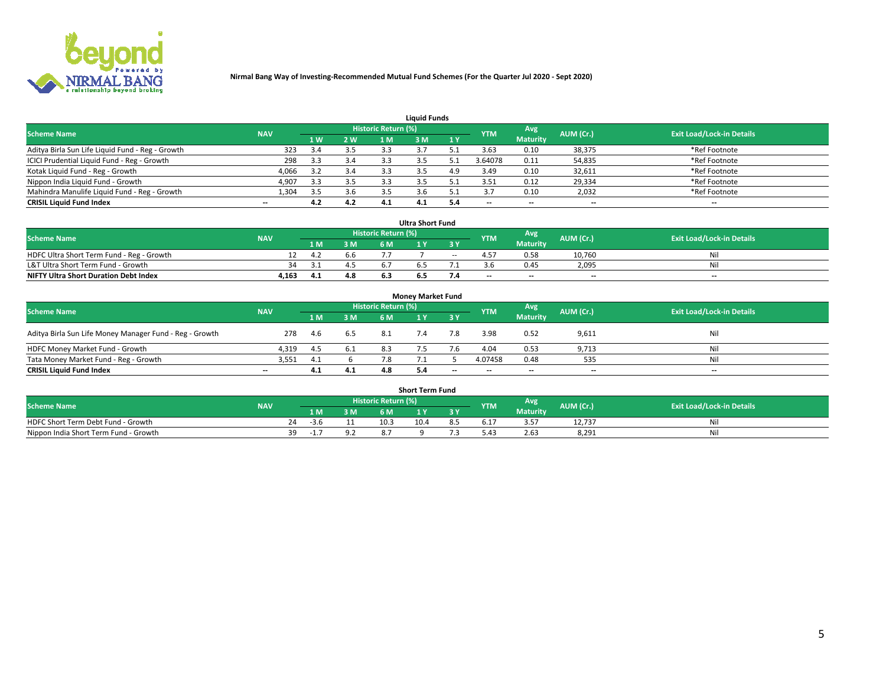**Nirmal Bang Way of Investing-Recommended Mutual Fund Schemes (For the Quarter Jul 2020 - Sept 2020)**

## Liquid Funds

| Scheme Name | NAV | Historic Return (%) | | | | | YTM | Avg Maturity | AUM (Cr.) | Exit Load/Lock-in Details |
|---|---|---|---|---|---|---|---|---|---|---|
| | | 1 W | 2 W | 1 M | 3 M | 1 Y | | | | |
| Aditya Birla Sun Life Liquid Fund - Reg - Growth | 323 | 3.4 | 3.5 | 3.3 | 3.7 | 5.1 | 3.63 | 0.10 | 38,375 | *Ref Footnote |
| ICICI Prudential Liquid Fund - Reg - Growth | 298 | 3.3 | 3.4 | 3.3 | 3.5 | 5.1 | 3.64078 | 0.11 | 54,835 | *Ref Footnote |
| Kotak Liquid Fund - Reg - Growth | 4,066 | 3.2 | 3.4 | 3.3 | 3.5 | 4.9 | 3.49 | 0.10 | 32,611 | *Ref Footnote |
| Nippon India Liquid Fund - Growth | 4,907 | 3.3 | 3.5 | 3.3 | 3.5 | 5.1 | 3.51 | 0.12 | 29,334 | *Ref Footnote |
| Mahindra Manulife Liquid Fund - Reg - Growth | 1,304 | 3.5 | 3.6 | 3.5 | 3.6 | 5.1 | 3.7 | 0.10 | 2,032 | *Ref Footnote |
| **CRISIL Liquid Fund Index** | -- | **4.2** | **4.2** | **4.1** | **4.1** | **5.4** | -- | -- | -- | -- |

## Ultra Short Fund

| Scheme Name | NAV | Historic Return (%) | | | | | YTM | Avg Maturity | AUM (Cr.) | Exit Load/Lock-in Details |
|---|---|---|---|---|---|---|---|---|---|---|
| | | 1 M | 3 M | 6 M | 1 Y | 3 Y | | | | |
| HDFC Ultra Short Term Fund - Reg - Growth | 12 | 4.2 | 6.6 | 7.7 | 7 | -- | 4.57 | 0.58 | 10,760 | Nil |
| L&T Ultra Short Term Fund - Growth | 34 | 3.1 | 4.5 | 6.7 | 6.5 | 7.1 | 3.6 | 0.45 | 2,095 | Nil |
| **NIFTY Ultra Short Duration Debt Index** | **4,163** | **4.1** | **4.8** | **6.3** | **6.5** | **7.4** | -- | -- | -- | -- |

## Money Market Fund

| Scheme Name | NAV | Historic Return (%) | | | | | YTM | Avg Maturity | AUM (Cr.) | Exit Load/Lock-in Details |
|---|---|---|---|---|---|---|---|---|---|---|
| | | 1 M | 3 M | 6 M | 1 Y | 3 Y | | | | |
| Aditya Birla Sun Life Money Manager Fund - Reg - Growth | 278 | 4.6 | 6.5 | 8.1 | 7.4 | 7.8 | 3.98 | 0.52 | 9,611 | Nil |
| HDFC Money Market Fund - Growth | 4,319 | 4.5 | 6.1 | 8.3 | 7.5 | 7.6 | 4.04 | 0.53 | 9,713 | Nil |
| Tata Money Market Fund - Reg - Growth | 3,551 | 4.1 | 6 | 7.8 | 7.1 | 5 | 4.07458 | 0.48 | 535 | Nil |
| **CRISIL Liquid Fund Index** | -- | **4.1** | **4.1** | **4.8** | **5.4** | -- | -- | -- | -- | -- |

## Short Term Fund

| Scheme Name | NAV | Historic Return (%) | | | | | YTM | Avg Maturity | AUM (Cr.) | Exit Load/Lock-in Details |
|---|---|---|---|---|---|---|---|---|---|---|
| | | 1 M | 3 M | 6 M | 1 Y | 3 Y | | | | |
| HDFC Short Term Debt Fund - Growth | 24 | -3.6 | 11 | 10.3 | 10.4 | 8.5 | 6.17 | 3.57 | 12,737 | Nil |
| Nippon India Short Term Fund - Growth | 39 | -1.7 | 9.2 | 8.7 | 9 | 7.3 | 5.43 | 2.63 | 8,291 | Nil |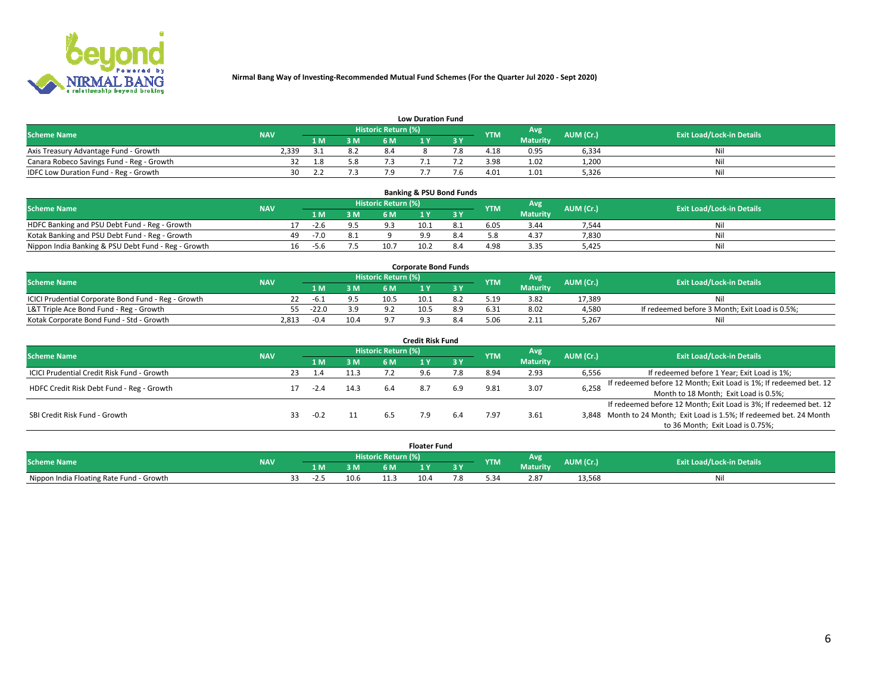**Nirmal Bang Way of Investing-Recommended Mutual Fund Schemes (For the Quarter Jul 2020 - Sept 2020)**

### Low Duration Fund

| Scheme Name | NAV | Historic Return (%) | | | | | YTM | Avg Maturity | AUM (Cr.) | Exit Load/Lock-in Details |
|---|---|---|---|---|---|---|---|---|---|---|
| | | 1 M | 3 M | 6 M | 1 Y | 3 Y | | | | |
| Axis Treasury Advantage Fund - Growth | 2,339 | 3.1 | 8.2 | 8.4 | 8 | 7.8 | 4.18 | 0.95 | 6,334 | Nil |
| Canara Robeco Savings Fund - Reg - Growth | 32 | 1.8 | 5.8 | 7.3 | 7.1 | 7.2 | 3.98 | 1.02 | 1,200 | Nil |
| IDFC Low Duration Fund - Reg - Growth | 30 | 2.2 | 7.3 | 7.9 | 7.7 | 7.6 | 4.01 | 1.01 | 5,326 | Nil |

### Banking & PSU Bond Funds

| Scheme Name | NAV | Historic Return (%) | | | | | YTM | Avg Maturity | AUM (Cr.) | Exit Load/Lock-in Details |
|---|---|---|---|---|---|---|---|---|---|---|
| | | 1 M | 3 M | 6 M | 1 Y | 3 Y | | | | |
| HDFC Banking and PSU Debt Fund - Reg - Growth | 17 | -2.6 | 9.5 | 9.3 | 10.1 | 8.1 | 6.05 | 3.44 | 7,544 | Nil |
| Kotak Banking and PSU Debt Fund - Reg - Growth | 49 | -7.0 | 8.1 | 9 | 9.9 | 8.4 | 5.8 | 4.37 | 7,830 | Nil |
| Nippon India Banking & PSU Debt Fund - Reg - Growth | 16 | -5.6 | 7.5 | 10.7 | 10.2 | 8.4 | 4.98 | 3.35 | 5,425 | Nil |

### Corporate Bond Funds

| Scheme Name | NAV | Historic Return (%) | | | | | YTM | Avg Maturity | AUM (Cr.) | Exit Load/Lock-in Details |
|---|---|---|---|---|---|---|---|---|---|---|
| | | 1 M | 3 M | 6 M | 1 Y | 3 Y | | | | |
| ICICI Prudential Corporate Bond Fund - Reg - Growth | 22 | -6.1 | 9.5 | 10.5 | 10.1 | 8.2 | 5.19 | 3.82 | 17,389 | Nil |
| L&T Triple Ace Bond Fund - Reg - Growth | 55 | -22.0 | 3.9 | 9.2 | 10.5 | 8.9 | 6.31 | 8.02 | 4,580 | If redeemed before 3 Month; Exit Load is 0.5%; |
| Kotak Corporate Bond Fund - Std - Growth | 2,813 | -0.4 | 10.4 | 9.7 | 9.3 | 8.4 | 5.06 | 2.11 | 5,267 | Nil |

### Credit Risk Fund

| Scheme Name | NAV | Historic Return (%) | | | | | YTM | Avg Maturity | AUM (Cr.) | Exit Load/Lock-in Details |
|---|---|---|---|---|---|---|---|---|---|---|
| | | 1 M | 3 M | 6 M | 1 Y | 3 Y | | | | |
| ICICI Prudential Credit Risk Fund - Growth | 23 | 1.4 | 11.3 | 7.2 | 9.6 | 7.8 | 8.94 | 2.93 | 6,556 | If redeemed before 1 Year; Exit Load is 1%; |
| HDFC Credit Risk Debt Fund - Reg - Growth | 17 | -2.4 | 14.3 | 6.4 | 8.7 | 6.9 | 9.81 | 3.07 | 6,258 | If redeemed before 12 Month; Exit Load is 1%; If redeemed bet. 12 Month to 18 Month; Exit Load is 0.5%; |
| SBI Credit Risk Fund - Growth | 33 | -0.2 | 11 | 6.5 | 7.9 | 6.4 | 7.97 | 3.61 | 3,848 | If redeemed before 12 Month; Exit Load is 3%; If redeemed bet. 12 Month to 24 Month; Exit Load is 1.5%; If redeemed bet. 24 Month to 36 Month; Exit Load is 0.75%; |

### Floater Fund

| Scheme Name | NAV | Historic Return (%) | | | | | YTM | Avg Maturity | AUM (Cr.) | Exit Load/Lock-in Details |
|---|---|---|---|---|---|---|---|---|---|---|
| | | 1 M | 3 M | 6 M | 1 Y | 3 Y | | | | |
| Nippon India Floating Rate Fund - Growth | 33 | -2.5 | 10.6 | 11.3 | 10.4 | 7.8 | 5.34 | 2.87 | 13,568 | Nil |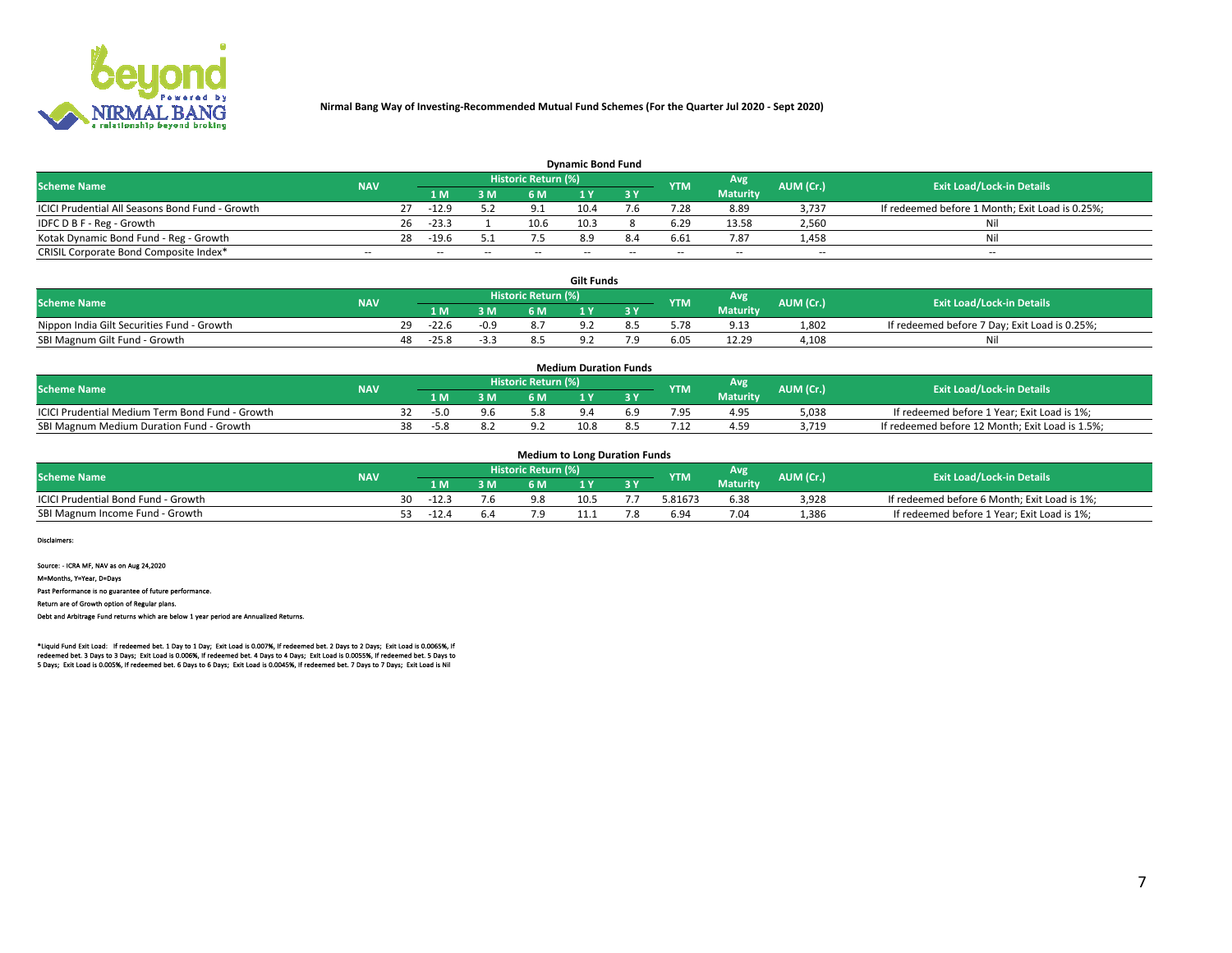**Nirmal Bang Way of Investing-Recommended Mutual Fund Schemes (For the Quarter Jul 2020 - Sept 2020)**

### Dynamic Bond Fund

| Scheme Name | NAV | Historic Return (%) | | | | | YTM | Avg Maturity | AUM (Cr.) | Exit Load/Lock-in Details |
|---|---|---|---|---|---|---|---|---|---|---|
| | | 1 M | 3 M | 6 M | 1 Y | 3 Y | | | | |
| ICICI Prudential All Seasons Bond Fund - Growth | 27 | -12.9 | 5.2 | 9.1 | 10.4 | 7.6 | 7.28 | 8.89 | 3,737 | If redeemed before 1 Month; Exit Load is 0.25%; |
| IDFC D B F - Reg - Growth | 26 | -23.3 | 1 | 10.6 | 10.3 | 8 | 6.29 | 13.58 | 2,560 | Nil |
| Kotak Dynamic Bond Fund - Reg - Growth | 28 | -19.6 | 5.1 | 7.5 | 8.9 | 8.4 | 6.61 | 7.87 | 1,458 | Nil |
| CRISIL Corporate Bond Composite Index* | -- | -- | -- | -- | -- | -- | -- | -- | -- | -- |

### Gilt Funds

| Scheme Name | NAV | Historic Return (%) | | | | | YTM | Avg Maturity | AUM (Cr.) | Exit Load/Lock-in Details |
|---|---|---|---|---|---|---|---|---|---|---|
| | | 1 M | 3 M | 6 M | 1 Y | 3 Y | | | | |
| Nippon India Gilt Securities Fund - Growth | 29 | -22.6 | -0.9 | 8.7 | 9.2 | 8.5 | 5.78 | 9.13 | 1,802 | If redeemed before 7 Day; Exit Load is 0.25%; |
| SBI Magnum Gilt Fund - Growth | 48 | -25.8 | -3.3 | 8.5 | 9.2 | 7.9 | 6.05 | 12.29 | 4,108 | Nil |

### Medium Duration Funds

| Scheme Name | NAV | Historic Return (%) | | | | | YTM | Avg Maturity | AUM (Cr.) | Exit Load/Lock-in Details |
|---|---|---|---|---|---|---|---|---|---|---|
| | | 1 M | 3 M | 6 M | 1 Y | 3 Y | | | | |
| ICICI Prudential Medium Term Bond Fund - Growth | 32 | -5.0 | 9.6 | 5.8 | 9.4 | 6.9 | 7.95 | 4.95 | 5,038 | If redeemed before 1 Year; Exit Load is 1%; |
| SBI Magnum Medium Duration Fund - Growth | 38 | -5.8 | 8.2 | 9.2 | 10.8 | 8.5 | 7.12 | 4.59 | 3,719 | If redeemed before 12 Month; Exit Load is 1.5%; |

### Medium to Long Duration Funds

| Scheme Name | NAV | Historic Return (%) | | | | | YTM | Avg Maturity | AUM (Cr.) | Exit Load/Lock-in Details |
|---|---|---|---|---|---|---|---|---|---|---|
| | | 1 M | 3 M | 6 M | 1 Y | 3 Y | | | | |
| ICICI Prudential Bond Fund - Growth | 30 | -12.3 | 7.6 | 9.8 | 10.5 | 7.7 | 5.81673 | 6.38 | 3,928 | If redeemed before 6 Month; Exit Load is 1%; |
| SBI Magnum Income Fund - Growth | 53 | -12.4 | 6.4 | 7.9 | 11.1 | 7.8 | 6.94 | 7.04 | 1,386 | If redeemed before 1 Year; Exit Load is 1%; |

Disclaimers:

Source: - ICRA MF, NAV as on Aug 24,2020

M=Months, Y=Year, D=Days

Past Performance is no guarantee of future performance.

Return are of Growth option of Regular plans.

Debt and Arbitrage Fund returns which are below 1 year period are Annualized Returns.

*Liquid Fund Exit Load: If redeemed bet. 1 Day to 1 Day; Exit Load is 0.007%, If redeemed bet. 2 Days to 2 Days; Exit Load is 0.0065%, If redeemed bet. 3 Days to 3 Days; Exit Load is 0.006%, If redeemed bet. 4 Days to 4 Days; Exit Load is 0.0055%, If redeemed bet. 5 Days to 5 Days; Exit Load is 0.005%, If redeemed bet. 6 Days to 6 Days; Exit Load is 0.0045%, If redeemed bet. 7 Days to 7 Days; Exit Load is Nil